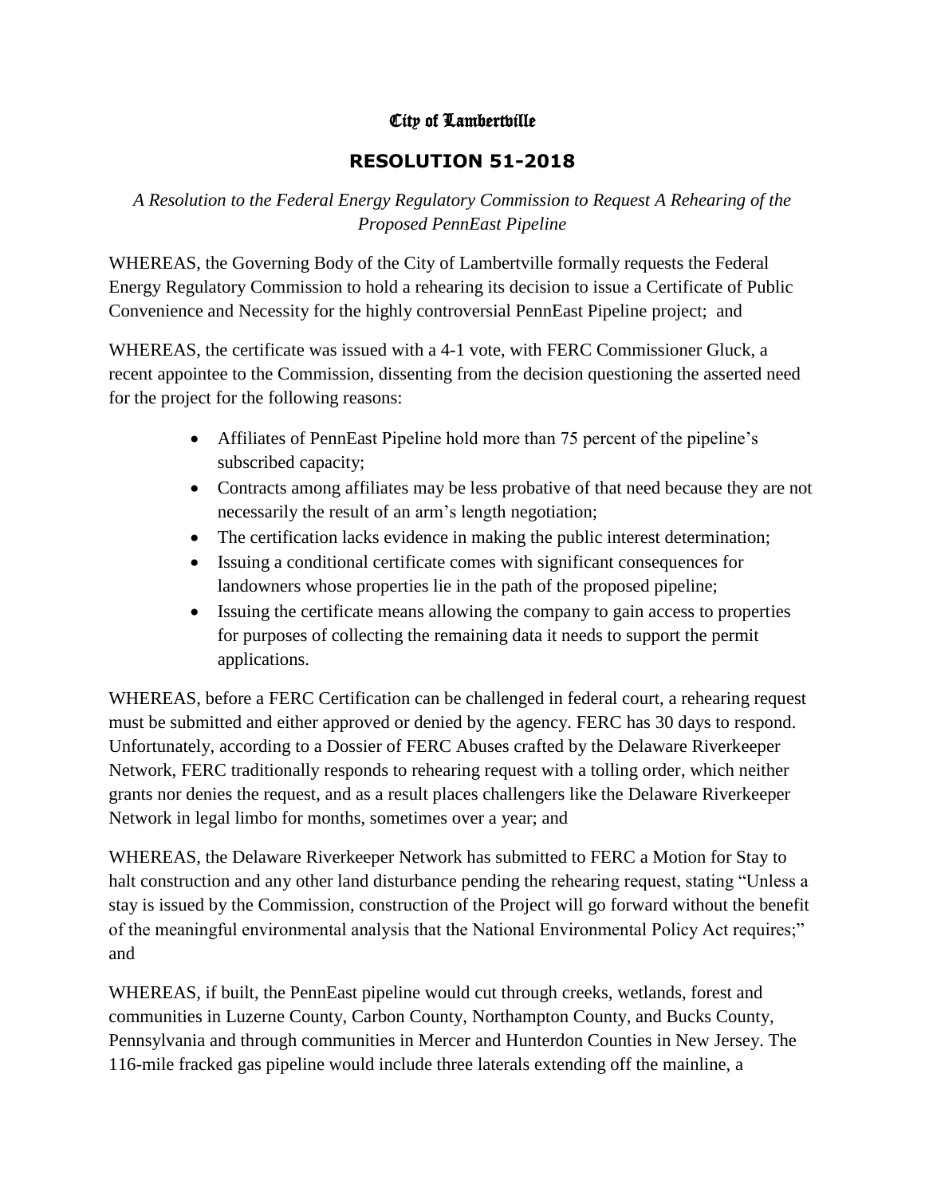## City of Lambertville

# RESOLUTION 51-2018

*A Resolution to the Federal Energy Regulatory Commission to Request A Rehearing of the Proposed PennEast Pipeline*

WHEREAS, the Governing Body of the City of Lambertville formally requests the Federal Energy Regulatory Commission to hold a rehearing its decision to issue a Certificate of Public Convenience and Necessity for the highly controversial PennEast Pipeline project; and

WHEREAS, the certificate was issued with a 4-1 vote, with FERC Commissioner Gluck, a recent appointee to the Commission, dissenting from the decision questioning the asserted need for the project for the following reasons:

- Affiliates of PennEast Pipeline hold more than 75 percent of the pipeline's subscribed capacity;
- Contracts among affiliates may be less probative of that need because they are not necessarily the result of an arm's length negotiation;
- The certification lacks evidence in making the public interest determination;
- Issuing a conditional certificate comes with significant consequences for landowners whose properties lie in the path of the proposed pipeline;
- Issuing the certificate means allowing the company to gain access to properties for purposes of collecting the remaining data it needs to support the permit applications.

WHEREAS, before a FERC Certification can be challenged in federal court, a rehearing request must be submitted and either approved or denied by the agency. FERC has 30 days to respond. Unfortunately, according to a Dossier of FERC Abuses crafted by the Delaware Riverkeeper Network, FERC traditionally responds to rehearing request with a tolling order, which neither grants nor denies the request, and as a result places challengers like the Delaware Riverkeeper Network in legal limbo for months, sometimes over a year; and

WHEREAS, the Delaware Riverkeeper Network has submitted to FERC a Motion for Stay to halt construction and any other land disturbance pending the rehearing request, stating "Unless a stay is issued by the Commission, construction of the Project will go forward without the benefit of the meaningful environmental analysis that the National Environmental Policy Act requires;" and

WHEREAS, if built, the PennEast pipeline would cut through creeks, wetlands, forest and communities in Luzerne County, Carbon County, Northampton County, and Bucks County, Pennsylvania and through communities in Mercer and Hunterdon Counties in New Jersey. The 116-mile fracked gas pipeline would include three laterals extending off the mainline, a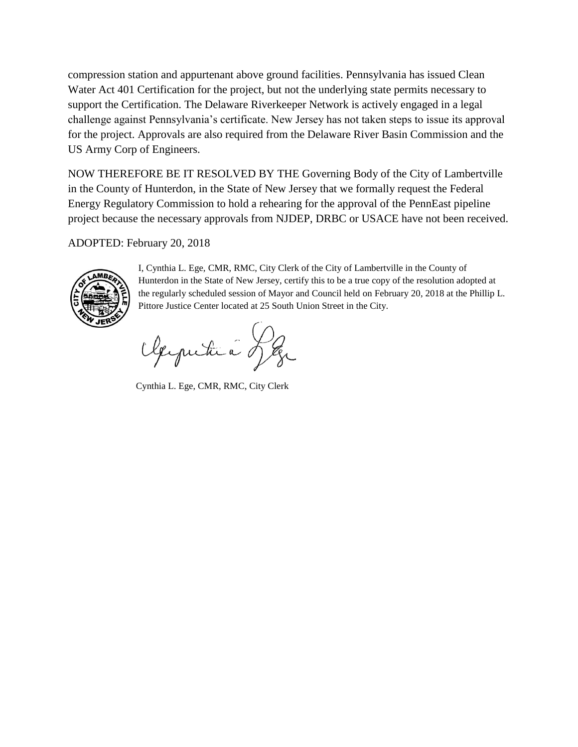compression station and appurtenant above ground facilities. Pennsylvania has issued Clean Water Act 401 Certification for the project, but not the underlying state permits necessary to support the Certification. The Delaware Riverkeeper Network is actively engaged in a legal challenge against Pennsylvania's certificate. New Jersey has not taken steps to issue its approval for the project. Approvals are also required from the Delaware River Basin Commission and the US Army Corp of Engineers.

NOW THEREFORE BE IT RESOLVED BY THE Governing Body of the City of Lambertville in the County of Hunterdon, in the State of New Jersey that we formally request the Federal Energy Regulatory Commission to hold a rehearing for the approval of the PennEast pipeline project because the necessary approvals from NJDEP, DRBC or USACE have not been received.

ADOPTED: February 20, 2018

I, Cynthia L. Ege, CMR, RMC, City Clerk of the City of Lambertville in the County of Hunterdon in the State of New Jersey, certify this to be a true copy of the resolution adopted at the regularly scheduled session of Mayor and Council held on February 20, 2018 at the Phillip L. Pittore Justice Center located at 25 South Union Street in the City.

Cynthia L. Ege, CMR, RMC, City Clerk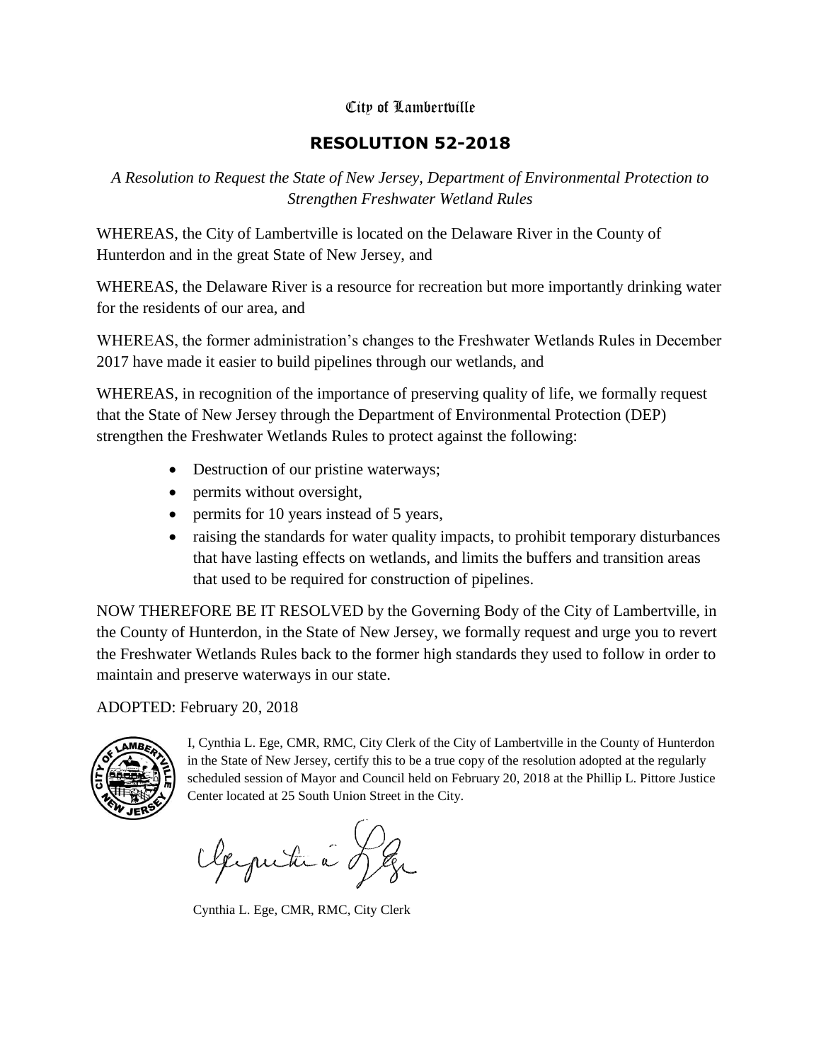City of Lambertville

# RESOLUTION 52-2018

*A Resolution to Request the State of New Jersey, Department of Environmental Protection to Strengthen Freshwater Wetland Rules*

WHEREAS, the City of Lambertville is located on the Delaware River in the County of Hunterdon and in the great State of New Jersey, and

WHEREAS, the Delaware River is a resource for recreation but more importantly drinking water for the residents of our area, and

WHEREAS, the former administration's changes to the Freshwater Wetlands Rules in December 2017 have made it easier to build pipelines through our wetlands, and

WHEREAS, in recognition of the importance of preserving quality of life, we formally request that the State of New Jersey through the Department of Environmental Protection (DEP) strengthen the Freshwater Wetlands Rules to protect against the following:

- Destruction of our pristine waterways;
- permits without oversight,
- permits for 10 years instead of 5 years,
- raising the standards for water quality impacts, to prohibit temporary disturbances that have lasting effects on wetlands, and limits the buffers and transition areas that used to be required for construction of pipelines.

NOW THEREFORE BE IT RESOLVED by the Governing Body of the City of Lambertville, in the County of Hunterdon, in the State of New Jersey, we formally request and urge you to revert the Freshwater Wetlands Rules back to the former high standards they used to follow in order to maintain and preserve waterways in our state.

ADOPTED: February 20, 2018

I, Cynthia L. Ege, CMR, RMC, City Clerk of the City of Lambertville in the County of Hunterdon in the State of New Jersey, certify this to be a true copy of the resolution adopted at the regularly scheduled session of Mayor and Council held on February 20, 2018 at the Phillip L. Pittore Justice Center located at 25 South Union Street in the City.

Cynthia L. Ege, CMR, RMC, City Clerk